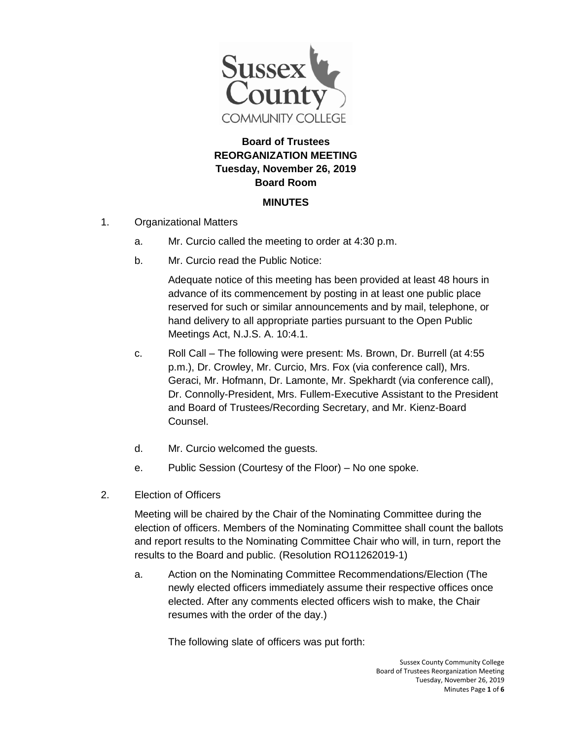Sussex County COMMUNITY COLLEGE

**Board of Trustees**
**REORGANIZATION MEETING**
**Tuesday, November 26, 2019**
**Board Room**

**MINUTES**

1. Organizational Matters

   a. Mr. Curcio called the meeting to order at 4:30 p.m.

   b. Mr. Curcio read the Public Notice:

      Adequate notice of this meeting has been provided at least 48 hours in advance of its commencement by posting in at least one public place reserved for such or similar announcements and by mail, telephone, or hand delivery to all appropriate parties pursuant to the Open Public Meetings Act, N.J.S. A. 10:4.1.

   c. Roll Call – The following were present: Ms. Brown, Dr. Burrell (at 4:55 p.m.), Dr. Crowley, Mr. Curcio, Mrs. Fox (via conference call), Mrs. Geraci, Mr. Hofmann, Dr. Lamonte, Mr. Spekhardt (via conference call), Dr. Connolly-President, Mrs. Fullem-Executive Assistant to the President and Board of Trustees/Recording Secretary, and Mr. Kienz-Board Counsel.

   d. Mr. Curcio welcomed the guests.

   e. Public Session (Courtesy of the Floor) – No one spoke.

2. Election of Officers

   Meeting will be chaired by the Chair of the Nominating Committee during the election of officers. Members of the Nominating Committee shall count the ballots and report results to the Nominating Committee Chair who will, in turn, report the results to the Board and public. (Resolution RO11262019-1)

   a. Action on the Nominating Committee Recommendations/Election (The newly elected officers immediately assume their respective offices once elected. After any comments elected officers wish to make, the Chair resumes with the order of the day.)

      The following slate of officers was put forth: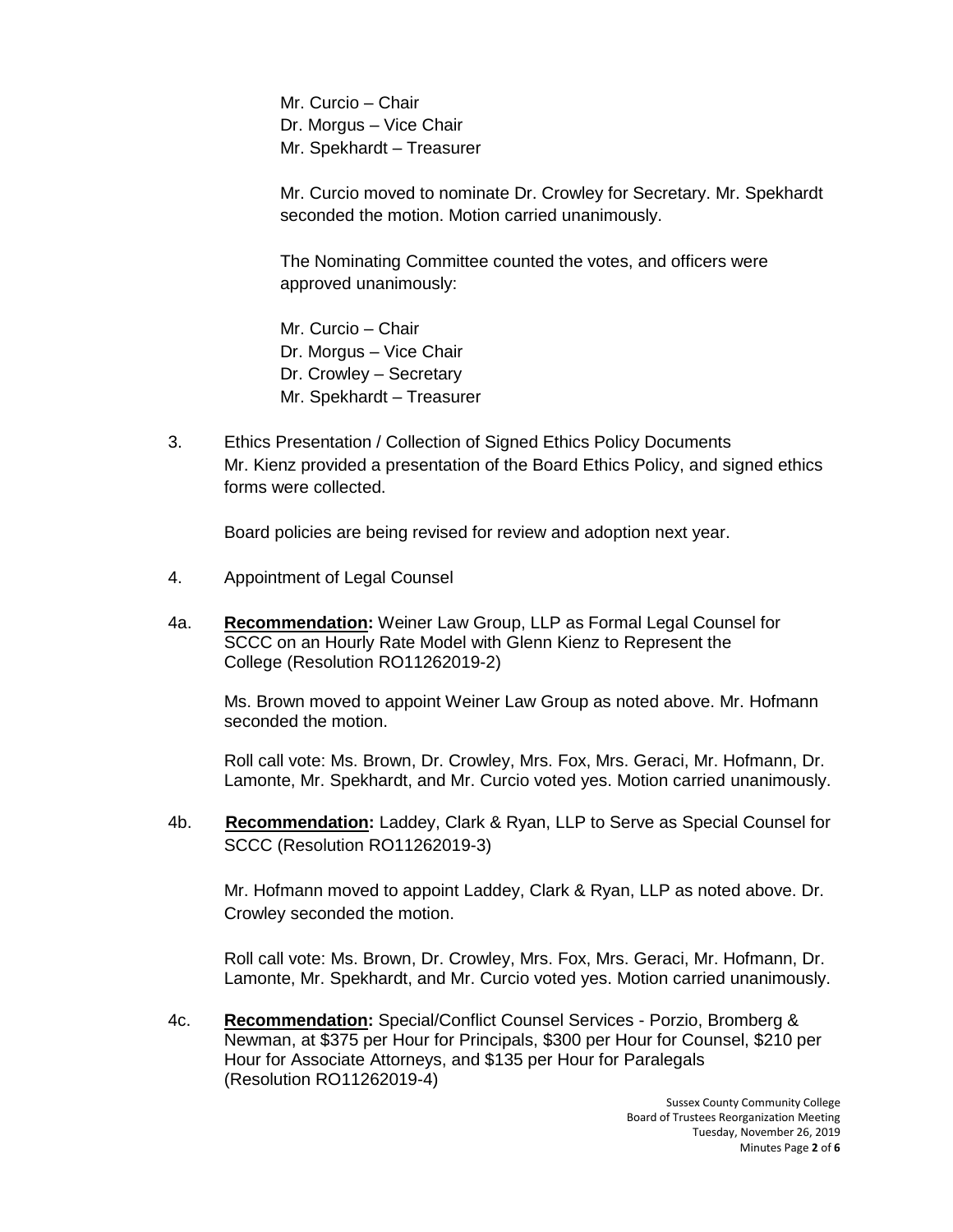Mr. Curcio – Chair
Dr. Morgus – Vice Chair
Mr. Spekhardt – Treasurer

Mr. Curcio moved to nominate Dr. Crowley for Secretary. Mr. Spekhardt seconded the motion. Motion carried unanimously.

The Nominating Committee counted the votes, and officers were approved unanimously:

Mr. Curcio – Chair
Dr. Morgus – Vice Chair
Dr. Crowley – Secretary
Mr. Spekhardt – Treasurer

3. Ethics Presentation / Collection of Signed Ethics Policy Documents
Mr. Kienz provided a presentation of the Board Ethics Policy, and signed ethics forms were collected.

Board policies are being revised for review and adoption next year.

4. Appointment of Legal Counsel

4a. **Recommendation:** Weiner Law Group, LLP as Formal Legal Counsel for SCCC on an Hourly Rate Model with Glenn Kienz to Represent the College (Resolution RO11262019-2)

Ms. Brown moved to appoint Weiner Law Group as noted above. Mr. Hofmann seconded the motion.

Roll call vote: Ms. Brown, Dr. Crowley, Mrs. Fox, Mrs. Geraci, Mr. Hofmann, Dr. Lamonte, Mr. Spekhardt, and Mr. Curcio voted yes. Motion carried unanimously.

4b. **Recommendation:** Laddey, Clark & Ryan, LLP to Serve as Special Counsel for SCCC (Resolution RO11262019-3)

Mr. Hofmann moved to appoint Laddey, Clark & Ryan, LLP as noted above. Dr. Crowley seconded the motion.

Roll call vote: Ms. Brown, Dr. Crowley, Mrs. Fox, Mrs. Geraci, Mr. Hofmann, Dr. Lamonte, Mr. Spekhardt, and Mr. Curcio voted yes. Motion carried unanimously.

4c. **Recommendation:** Special/Conflict Counsel Services - Porzio, Bromberg & Newman, at $375 per Hour for Principals, $300 per Hour for Counsel, $210 per Hour for Associate Attorneys, and $135 per Hour for Paralegals (Resolution RO11262019-4)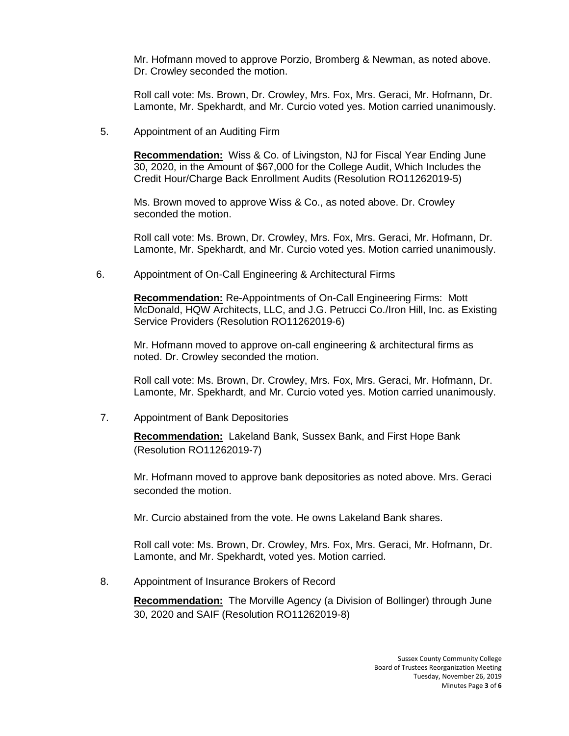Mr. Hofmann moved to approve Porzio, Bromberg & Newman, as noted above. Dr. Crowley seconded the motion.

Roll call vote: Ms. Brown, Dr. Crowley, Mrs. Fox, Mrs. Geraci, Mr. Hofmann, Dr. Lamonte, Mr. Spekhardt, and Mr. Curcio voted yes. Motion carried unanimously.

5. Appointment of an Auditing Firm

**Recommendation:** Wiss & Co. of Livingston, NJ for Fiscal Year Ending June 30, 2020, in the Amount of $67,000 for the College Audit, Which Includes the Credit Hour/Charge Back Enrollment Audits (Resolution RO11262019-5)

Ms. Brown moved to approve Wiss & Co., as noted above. Dr. Crowley seconded the motion.

Roll call vote: Ms. Brown, Dr. Crowley, Mrs. Fox, Mrs. Geraci, Mr. Hofmann, Dr. Lamonte, Mr. Spekhardt, and Mr. Curcio voted yes. Motion carried unanimously.

6. Appointment of On-Call Engineering & Architectural Firms

**Recommendation:** Re-Appointments of On-Call Engineering Firms: Mott McDonald, HQW Architects, LLC, and J.G. Petrucci Co./Iron Hill, Inc. as Existing Service Providers (Resolution RO11262019-6)

Mr. Hofmann moved to approve on-call engineering & architectural firms as noted. Dr. Crowley seconded the motion.

Roll call vote: Ms. Brown, Dr. Crowley, Mrs. Fox, Mrs. Geraci, Mr. Hofmann, Dr. Lamonte, Mr. Spekhardt, and Mr. Curcio voted yes. Motion carried unanimously.

7. Appointment of Bank Depositories

**Recommendation:** Lakeland Bank, Sussex Bank, and First Hope Bank (Resolution RO11262019-7)

Mr. Hofmann moved to approve bank depositories as noted above. Mrs. Geraci seconded the motion.

Mr. Curcio abstained from the vote. He owns Lakeland Bank shares.

Roll call vote: Ms. Brown, Dr. Crowley, Mrs. Fox, Mrs. Geraci, Mr. Hofmann, Dr. Lamonte, and Mr. Spekhardt, voted yes. Motion carried.

8. Appointment of Insurance Brokers of Record

**Recommendation:** The Morville Agency (a Division of Bollinger) through June 30, 2020 and SAIF (Resolution RO11262019-8)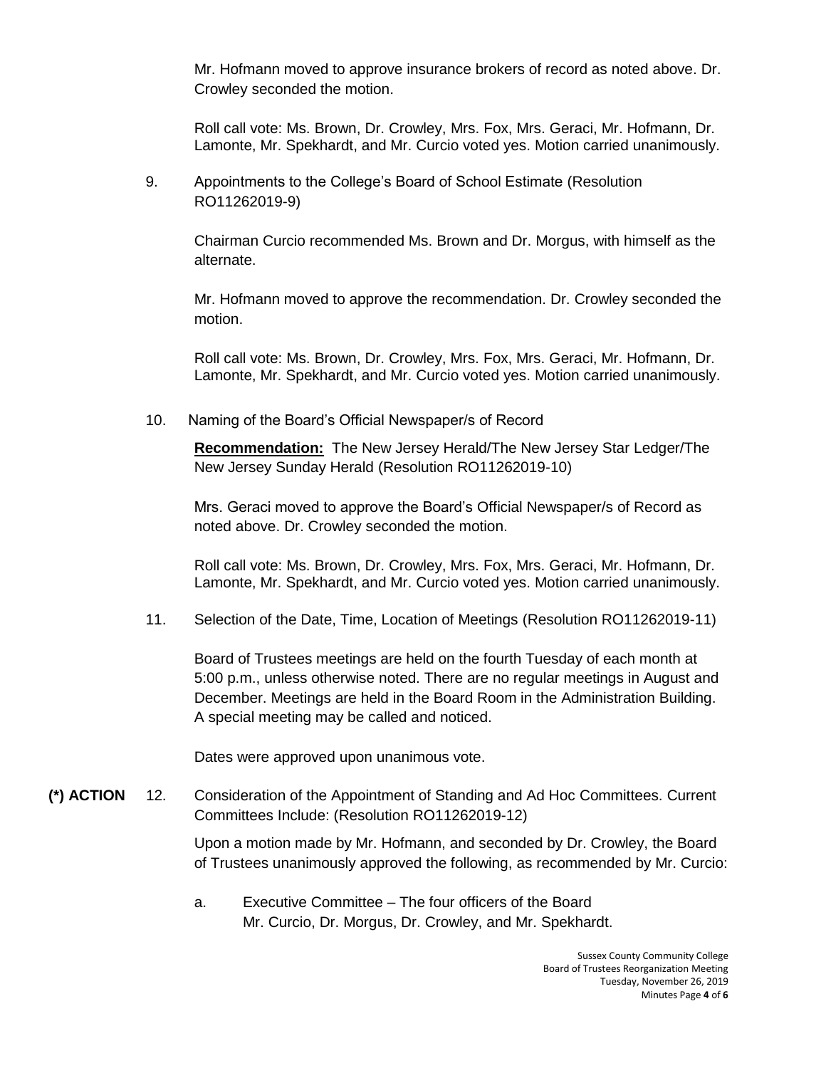Mr. Hofmann moved to approve insurance brokers of record as noted above. Dr. Crowley seconded the motion.

Roll call vote: Ms. Brown, Dr. Crowley, Mrs. Fox, Mrs. Geraci, Mr. Hofmann, Dr. Lamonte, Mr. Spekhardt, and Mr. Curcio voted yes. Motion carried unanimously.

9. Appointments to the College's Board of School Estimate (Resolution RO11262019-9)

   Chairman Curcio recommended Ms. Brown and Dr. Morgus, with himself as the alternate.

   Mr. Hofmann moved to approve the recommendation. Dr. Crowley seconded the motion.

   Roll call vote: Ms. Brown, Dr. Crowley, Mrs. Fox, Mrs. Geraci, Mr. Hofmann, Dr. Lamonte, Mr. Spekhardt, and Mr. Curcio voted yes. Motion carried unanimously.

10. Naming of the Board's Official Newspaper/s of Record

    **Recommendation:** The New Jersey Herald/The New Jersey Star Ledger/The New Jersey Sunday Herald (Resolution RO11262019-10)

    Mrs. Geraci moved to approve the Board's Official Newspaper/s of Record as noted above. Dr. Crowley seconded the motion.

    Roll call vote: Ms. Brown, Dr. Crowley, Mrs. Fox, Mrs. Geraci, Mr. Hofmann, Dr. Lamonte, Mr. Spekhardt, and Mr. Curcio voted yes. Motion carried unanimously.

11. Selection of the Date, Time, Location of Meetings (Resolution RO11262019-11)

    Board of Trustees meetings are held on the fourth Tuesday of each month at 5:00 p.m., unless otherwise noted. There are no regular meetings in August and December. Meetings are held in the Board Room in the Administration Building. A special meeting may be called and noticed.

    Dates were approved upon unanimous vote.

**(*) ACTION** 12. Consideration of the Appointment of Standing and Ad Hoc Committees. Current Committees Include: (Resolution RO11262019-12)

Upon a motion made by Mr. Hofmann, and seconded by Dr. Crowley, the Board of Trustees unanimously approved the following, as recommended by Mr. Curcio:

a. Executive Committee – The four officers of the Board
   Mr. Curcio, Dr. Morgus, Dr. Crowley, and Mr. Spekhardt.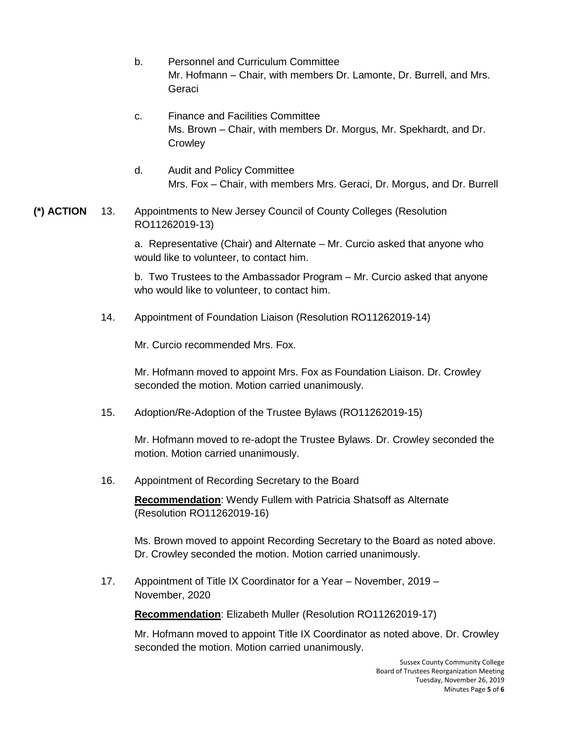b. Personnel and Curriculum Committee
Mr. Hofmann – Chair, with members Dr. Lamonte, Dr. Burrell, and Mrs. Geraci

c. Finance and Facilities Committee
Ms. Brown – Chair, with members Dr. Morgus, Mr. Spekhardt, and Dr. Crowley

d. Audit and Policy Committee
Mrs. Fox – Chair, with members Mrs. Geraci, Dr. Morgus, and Dr. Burrell

**(*) ACTION** 13. Appointments to New Jersey Council of County Colleges (Resolution RO11262019-13)

a. Representative (Chair) and Alternate – Mr. Curcio asked that anyone who would like to volunteer, to contact him.

b. Two Trustees to the Ambassador Program – Mr. Curcio asked that anyone who would like to volunteer, to contact him.

14. Appointment of Foundation Liaison (Resolution RO11262019-14)

Mr. Curcio recommended Mrs. Fox.

Mr. Hofmann moved to appoint Mrs. Fox as Foundation Liaison. Dr. Crowley seconded the motion. Motion carried unanimously.

15. Adoption/Re-Adoption of the Trustee Bylaws (RO11262019-15)

Mr. Hofmann moved to re-adopt the Trustee Bylaws. Dr. Crowley seconded the motion. Motion carried unanimously.

16. Appointment of Recording Secretary to the Board

**Recommendation**: Wendy Fullem with Patricia Shatsoff as Alternate (Resolution RO11262019-16)

Ms. Brown moved to appoint Recording Secretary to the Board as noted above. Dr. Crowley seconded the motion. Motion carried unanimously.

17. Appointment of Title IX Coordinator for a Year – November, 2019 – November, 2020

**Recommendation**: Elizabeth Muller (Resolution RO11262019-17)

Mr. Hofmann moved to appoint Title IX Coordinator as noted above. Dr. Crowley seconded the motion. Motion carried unanimously.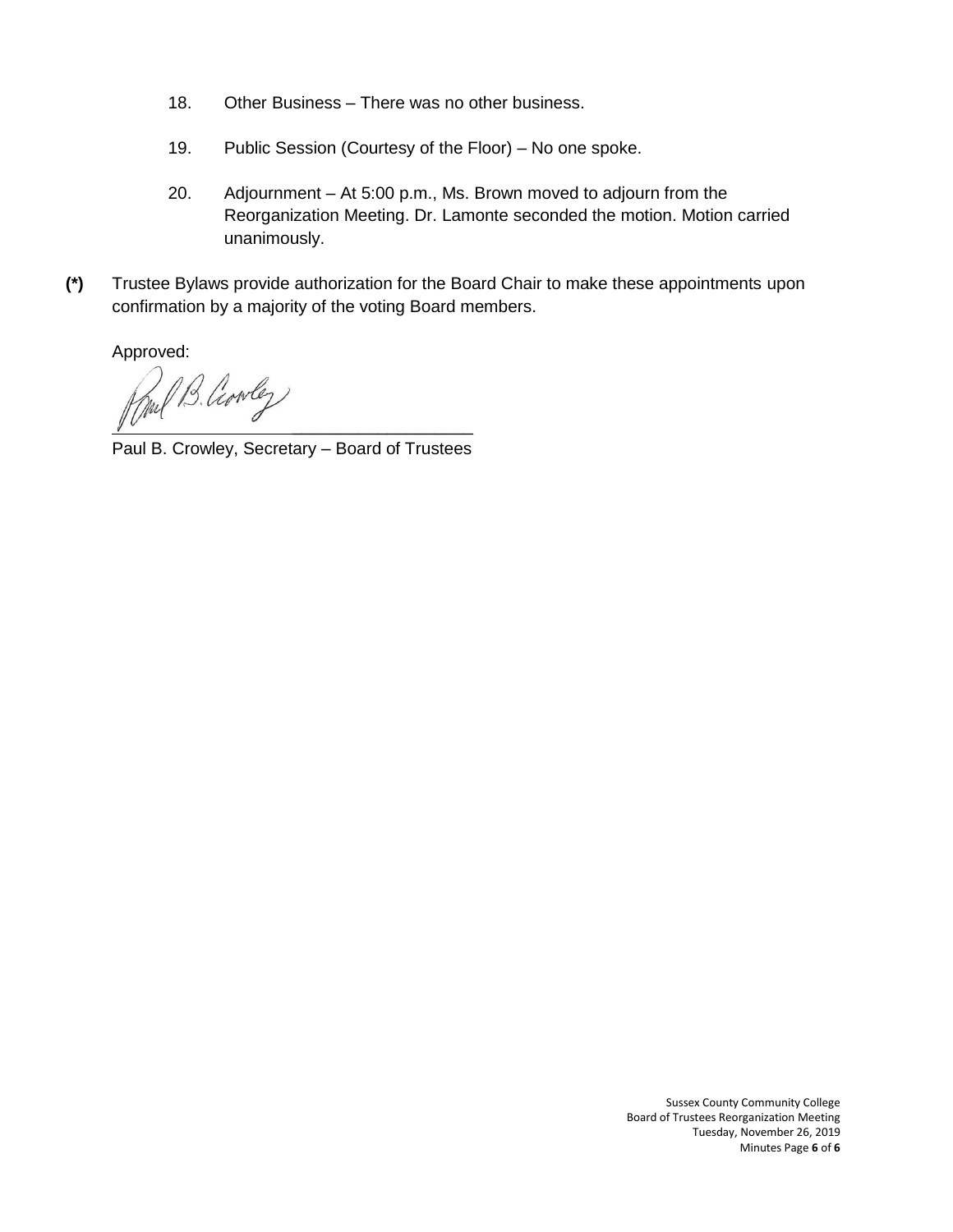18. Other Business – There was no other business.

19. Public Session (Courtesy of the Floor) – No one spoke.

20. Adjournment – At 5:00 p.m., Ms. Brown moved to adjourn from the Reorganization Meeting. Dr. Lamonte seconded the motion. Motion carried unanimously.

**(*)** Trustee Bylaws provide authorization for the Board Chair to make these appointments upon confirmation by a majority of the voting Board members.

Approved:

Paul B. Crowley, Secretary – Board of Trustees